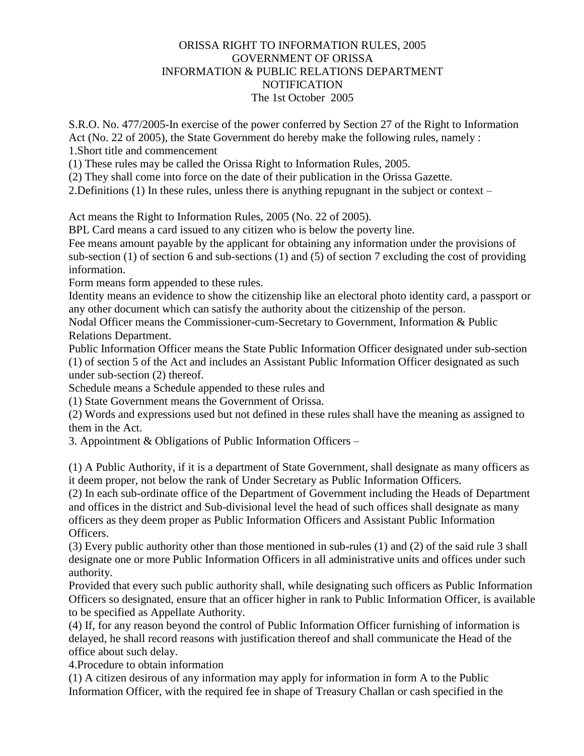# ORISSA RIGHT TO INFORMATION RULES, 2005
## GOVERNMENT OF ORISSA
## INFORMATION & PUBLIC RELATIONS DEPARTMENT
## NOTIFICATION
The 1st October 2005

S.R.O. No. 477/2005-In exercise of the power conferred by Section 27 of the Right to Information Act (No. 22 of 2005), the State Government do hereby make the following rules, namely :

1.Short title and commencement

(1) These rules may be called the Orissa Right to Information Rules, 2005.

(2) They shall come into force on the date of their publication in the Orissa Gazette.

2.Definitions (1) In these rules, unless there is anything repugnant in the subject or context –

Act means the Right to Information Rules, 2005 (No. 22 of 2005).

BPL Card means a card issued to any citizen who is below the poverty line.

Fee means amount payable by the applicant for obtaining any information under the provisions of sub-section (1) of section 6 and sub-sections (1) and (5) of section 7 excluding the cost of providing information.

Form means form appended to these rules.

Identity means an evidence to show the citizenship like an electoral photo identity card, a passport or any other document which can satisfy the authority about the citizenship of the person.

Nodal Officer means the Commissioner-cum-Secretary to Government, Information & Public Relations Department.

Public Information Officer means the State Public Information Officer designated under sub-section (1) of section 5 of the Act and includes an Assistant Public Information Officer designated as such under sub-section (2) thereof.

Schedule means a Schedule appended to these rules and

(1) State Government means the Government of Orissa.

(2) Words and expressions used but not defined in these rules shall have the meaning as assigned to them in the Act.

3. Appointment & Obligations of Public Information Officers –

(1) A Public Authority, if it is a department of State Government, shall designate as many officers as it deem proper, not below the rank of Under Secretary as Public Information Officers.

(2) In each sub-ordinate office of the Department of Government including the Heads of Department and offices in the district and Sub-divisional level the head of such offices shall designate as many officers as they deem proper as Public Information Officers and Assistant Public Information Officers.

(3) Every public authority other than those mentioned in sub-rules (1) and (2) of the said rule 3 shall designate one or more Public Information Officers in all administrative units and offices under such authority.

Provided that every such public authority shall, while designating such officers as Public Information Officers so designated, ensure that an officer higher in rank to Public Information Officer, is available to be specified as Appellate Authority.

(4) If, for any reason beyond the control of Public Information Officer furnishing of information is delayed, he shall record reasons with justification thereof and shall communicate the Head of the office about such delay.

4.Procedure to obtain information

(1) A citizen desirous of any information may apply for information in form A to the Public Information Officer, with the required fee in shape of Treasury Challan or cash specified in the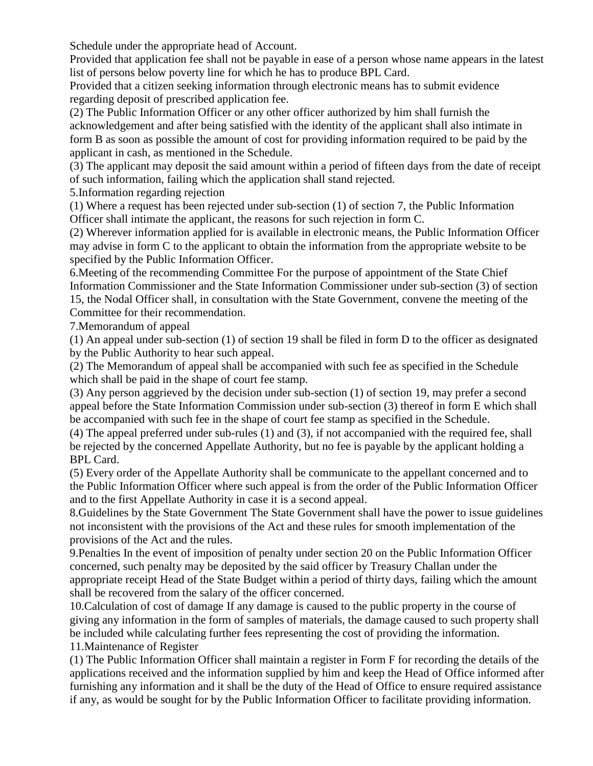Schedule under the appropriate head of Account.

Provided that application fee shall not be payable in ease of a person whose name appears in the latest list of persons below poverty line for which he has to produce BPL Card.

Provided that a citizen seeking information through electronic means has to submit evidence regarding deposit of prescribed application fee.

(2) The Public Information Officer or any other officer authorized by him shall furnish the acknowledgement and after being satisfied with the identity of the applicant shall also intimate in form B as soon as possible the amount of cost for providing information required to be paid by the applicant in cash, as mentioned in the Schedule.

(3) The applicant may deposit the said amount within a period of fifteen days from the date of receipt of such information, failing which the application shall stand rejected.

5.Information regarding rejection

(1) Where a request has been rejected under sub-section (1) of section 7, the Public Information Officer shall intimate the applicant, the reasons for such rejection in form C.

(2) Wherever information applied for is available in electronic means, the Public Information Officer may advise in form C to the applicant to obtain the information from the appropriate website to be specified by the Public Information Officer.

6.Meeting of the recommending Committee For the purpose of appointment of the State Chief Information Commissioner and the State Information Commissioner under sub-section (3) of section 15, the Nodal Officer shall, in consultation with the State Government, convene the meeting of the Committee for their recommendation.

7.Memorandum of appeal

(1) An appeal under sub-section (1) of section 19 shall be filed in form D to the officer as designated by the Public Authority to hear such appeal.

(2) The Memorandum of appeal shall be accompanied with such fee as specified in the Schedule which shall be paid in the shape of court fee stamp.

(3) Any person aggrieved by the decision under sub-section (1) of section 19, may prefer a second appeal before the State Information Commission under sub-section (3) thereof in form E which shall be accompanied with such fee in the shape of court fee stamp as specified in the Schedule.

(4) The appeal preferred under sub-rules (1) and (3), if not accompanied with the required fee, shall be rejected by the concerned Appellate Authority, but no fee is payable by the applicant holding a BPL Card.

(5) Every order of the Appellate Authority shall be communicate to the appellant concerned and to the Public Information Officer where such appeal is from the order of the Public Information Officer and to the first Appellate Authority in case it is a second appeal.

8.Guidelines by the State Government The State Government shall have the power to issue guidelines not inconsistent with the provisions of the Act and these rules for smooth implementation of the provisions of the Act and the rules.

9.Penalties In the event of imposition of penalty under section 20 on the Public Information Officer concerned, such penalty may be deposited by the said officer by Treasury Challan under the appropriate receipt Head of the State Budget within a period of thirty days, failing which the amount shall be recovered from the salary of the officer concerned.

10.Calculation of cost of damage If any damage is caused to the public property in the course of giving any information in the form of samples of materials, the damage caused to such property shall be included while calculating further fees representing the cost of providing the information.

11.Maintenance of Register

(1) The Public Information Officer shall maintain a register in Form F for recording the details of the applications received and the information supplied by him and keep the Head of Office informed after furnishing any information and it shall be the duty of the Head of Office to ensure required assistance if any, as would be sought for by the Public Information Officer to facilitate providing information.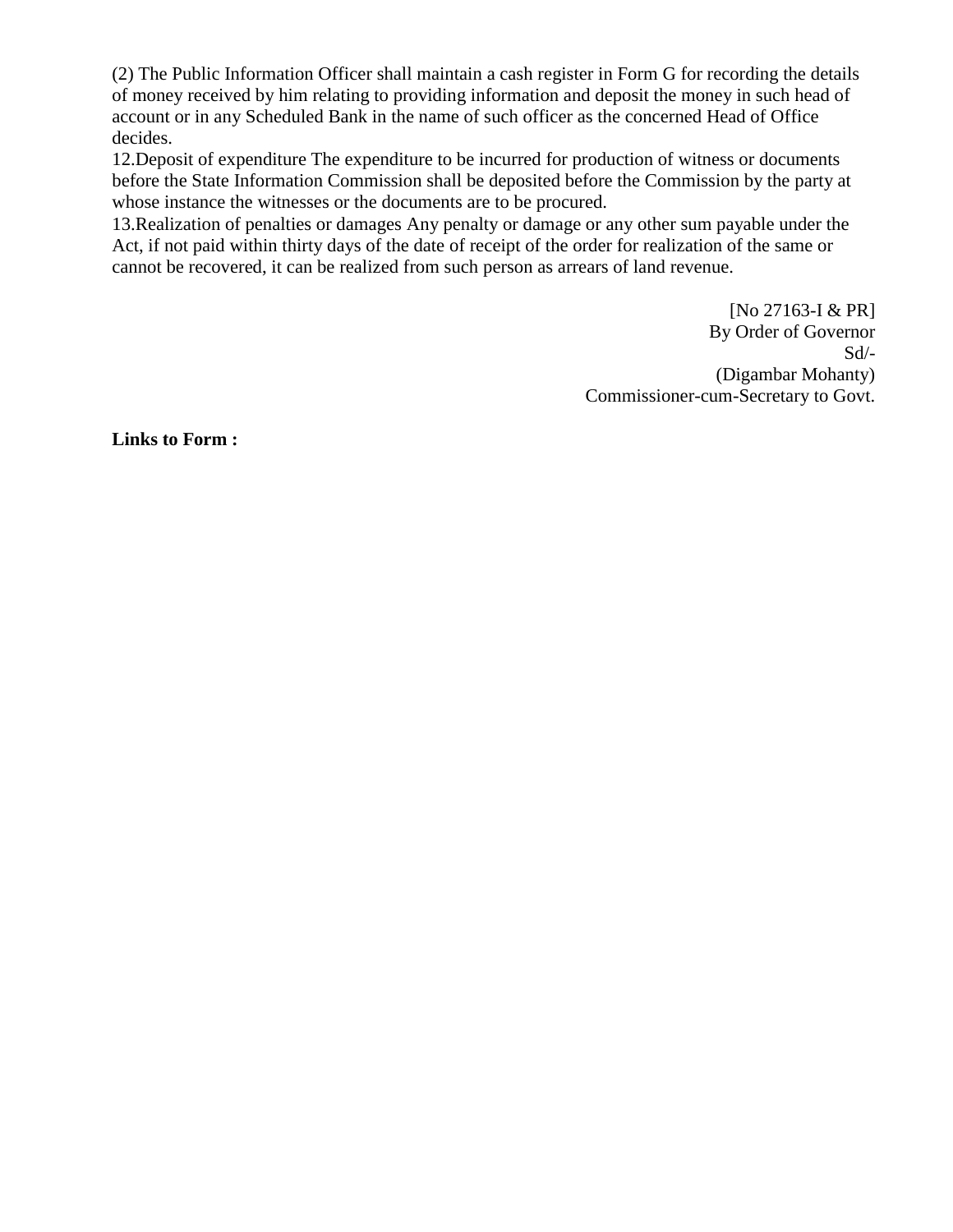(2) The Public Information Officer shall maintain a cash register in Form G for recording the details of money received by him relating to providing information and deposit the money in such head of account or in any Scheduled Bank in the name of such officer as the concerned Head of Office decides.

12.Deposit of expenditure The expenditure to be incurred for production of witness or documents before the State Information Commission shall be deposited before the Commission by the party at whose instance the witnesses or the documents are to be procured.

13.Realization of penalties or damages Any penalty or damage or any other sum payable under the Act, if not paid within thirty days of the date of receipt of the order for realization of the same or cannot be recovered, it can be realized from such person as arrears of land revenue.

[No 27163-I & PR]
By Order of Governor
Sd/-
(Digambar Mohanty)
Commissioner-cum-Secretary to Govt.

**Links to Form :**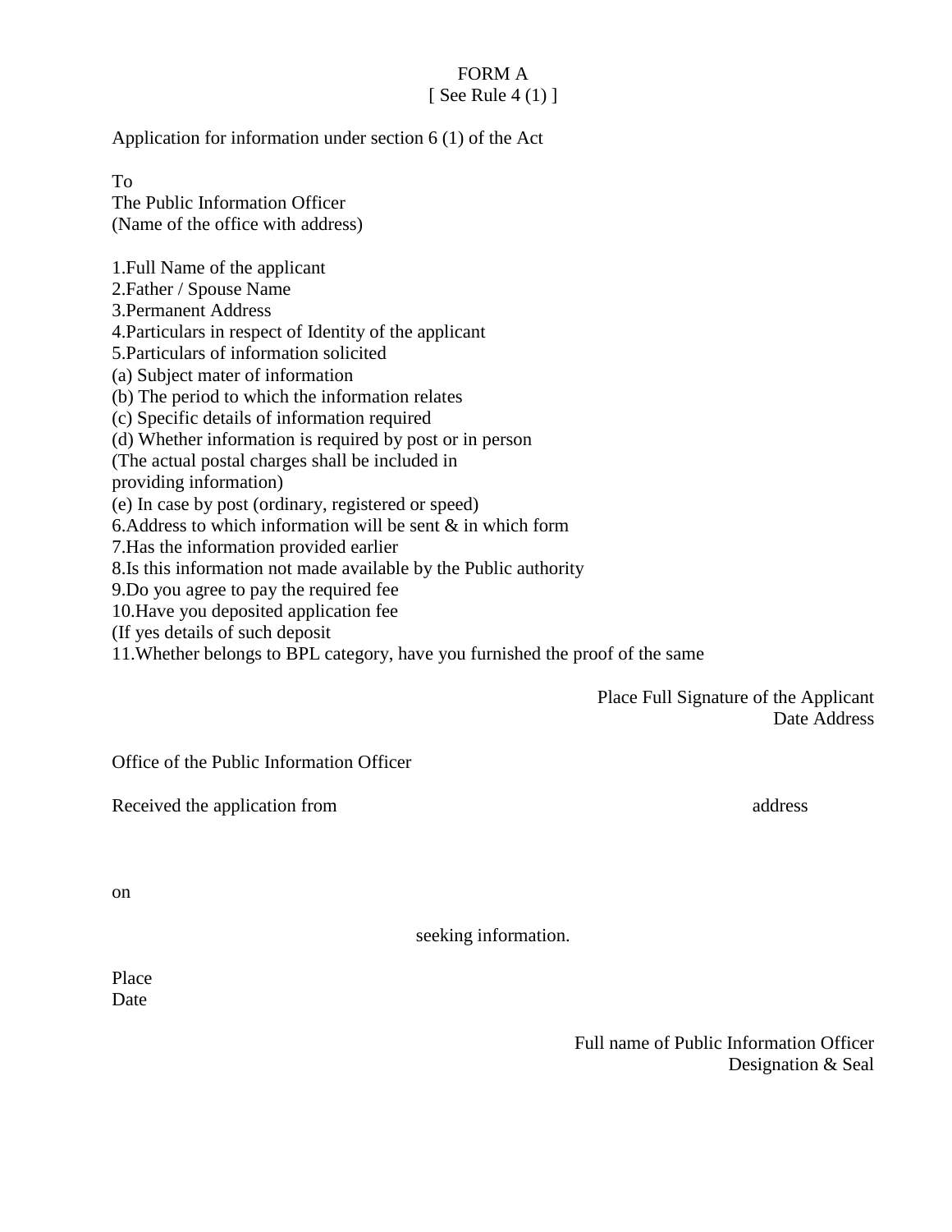# FORM A

[ See Rule 4 (1) ]

Application for information under section 6 (1) of the Act

To
The Public Information Officer
(Name of the office with address)

1.Full Name of the applicant
2.Father / Spouse Name
3.Permanent Address
4.Particulars in respect of Identity of the applicant
5.Particulars of information solicited
(a) Subject mater of information
(b) The period to which the information relates
(c) Specific details of information required
(d) Whether information is required by post or in person
(The actual postal charges shall be included in
providing information)
(e) In case by post (ordinary, registered or speed)
6.Address to which information will be sent & in which form
7.Has the information provided earlier
8.Is this information not made available by the Public authority
9.Do you agree to pay the required fee
10.Have you deposited application fee
(If yes details of such deposit
11.Whether belongs to BPL category, have you furnished the proof of the same

Place Full Signature of the Applicant
Date Address

Office of the Public Information Officer

Received the application from address

on

seeking information.

Place
Date

Full name of Public Information Officer
Designation & Seal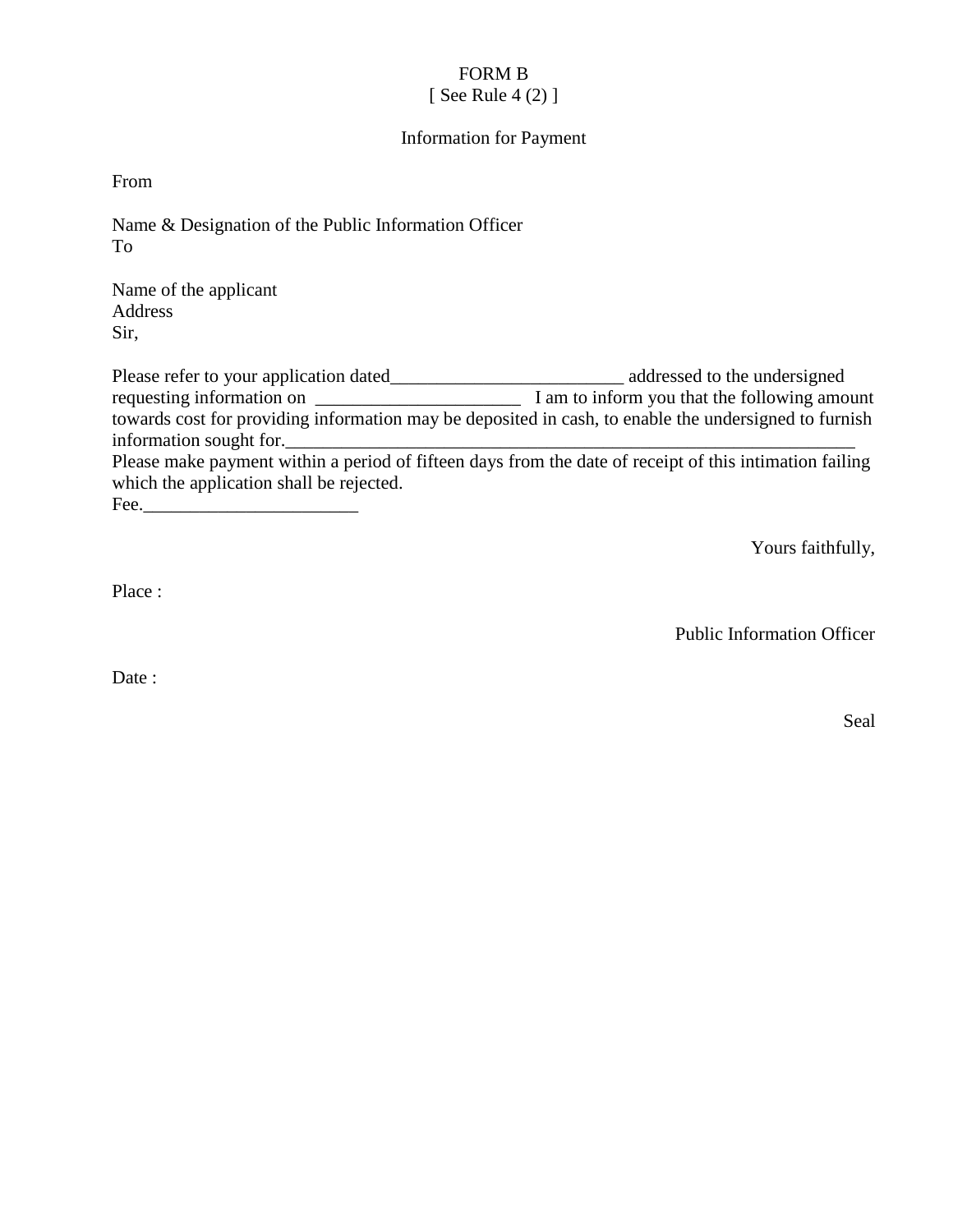FORM B

[ See Rule 4 (2) ]

Information for Payment

From

Name & Designation of the Public Information Officer

To

Name of the applicant

Address

Sir,

Please refer to your application dated_________________________ addressed to the undersigned requesting information on ______________________ I am to inform you that the following amount towards cost for providing information may be deposited in cash, to enable the undersigned to furnish information sought for.______________________________________________________________

Please make payment within a period of fifteen days from the date of receipt of this intimation failing which the application shall be rejected.

Fee.______________________

Yours faithfully,

Place :

Public Information Officer

Date :

Seal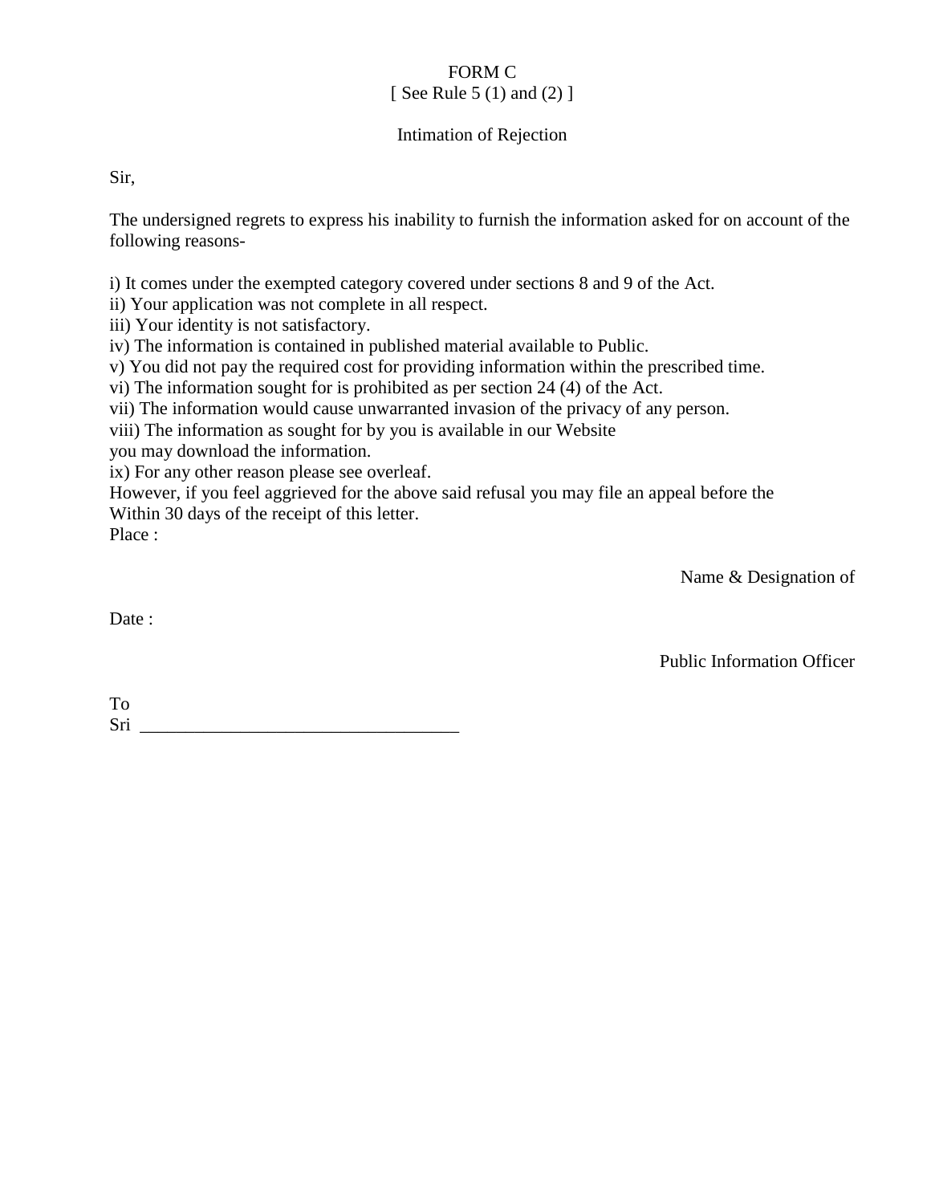FORM C

[ See Rule 5 (1) and (2) ]

Intimation of Rejection

Sir,

The undersigned regrets to express his inability to furnish the information asked for on account of the following reasons-

i) It comes under the exempted category covered under sections 8 and 9 of the Act.
ii) Your application was not complete in all respect.
iii) Your identity is not satisfactory.
iv) The information is contained in published material available to Public.
v) You did not pay the required cost for providing information within the prescribed time.
vi) The information sought for is prohibited as per section 24 (4) of the Act.
vii) The information would cause unwarranted invasion of the privacy of any person.
viii) The information as sought for by you is available in our Website
you may download the information.
ix) For any other reason please see overleaf.

However, if you feel aggrieved for the above said refusal you may file an appeal before the
Within 30 days of the receipt of this letter.

Place :

Name & Designation of

Date :

Public Information Officer

To
Sri ___________________________________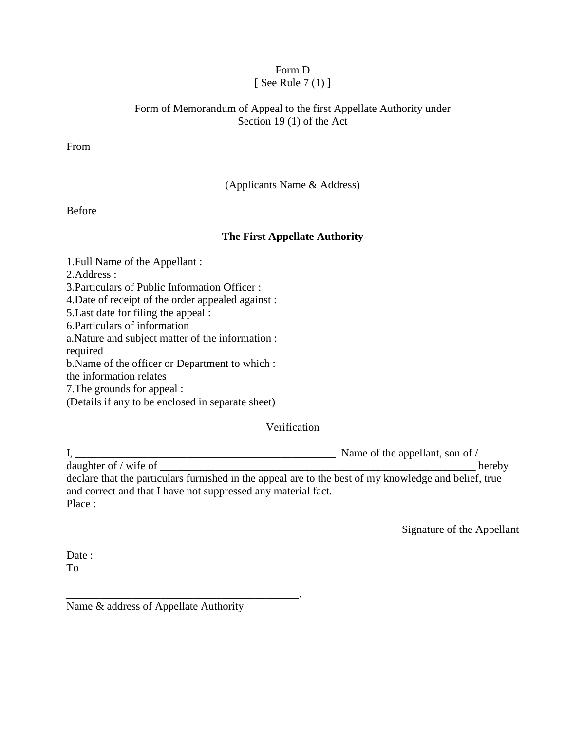Form D
[ See Rule 7 (1) ]

Form of Memorandum of Appeal to the first Appellate Authority under
Section 19 (1) of the Act

From

(Applicants Name & Address)

Before

**The First Appellate Authority**

1.Full Name of the Appellant :
2.Address :
3.Particulars of Public Information Officer :
4.Date of receipt of the order appealed against :
5.Last date for filing the appeal :
6.Particulars of information
a.Nature and subject matter of the information :
required
b.Name of the officer or Department to which :
the information relates
7.The grounds for appeal :
(Details if any to be enclosed in separate sheet)

Verification

I, ________________________________________________ Name of the appellant, son of / daughter of / wife of __________________________________________________________ hereby declare that the particulars furnished in the appeal are to the best of my knowledge and belief, true and correct and that I have not suppressed any material fact.
Place :

Signature of the Appellant

Date :
To

___________________________________________.
Name & address of Appellate Authority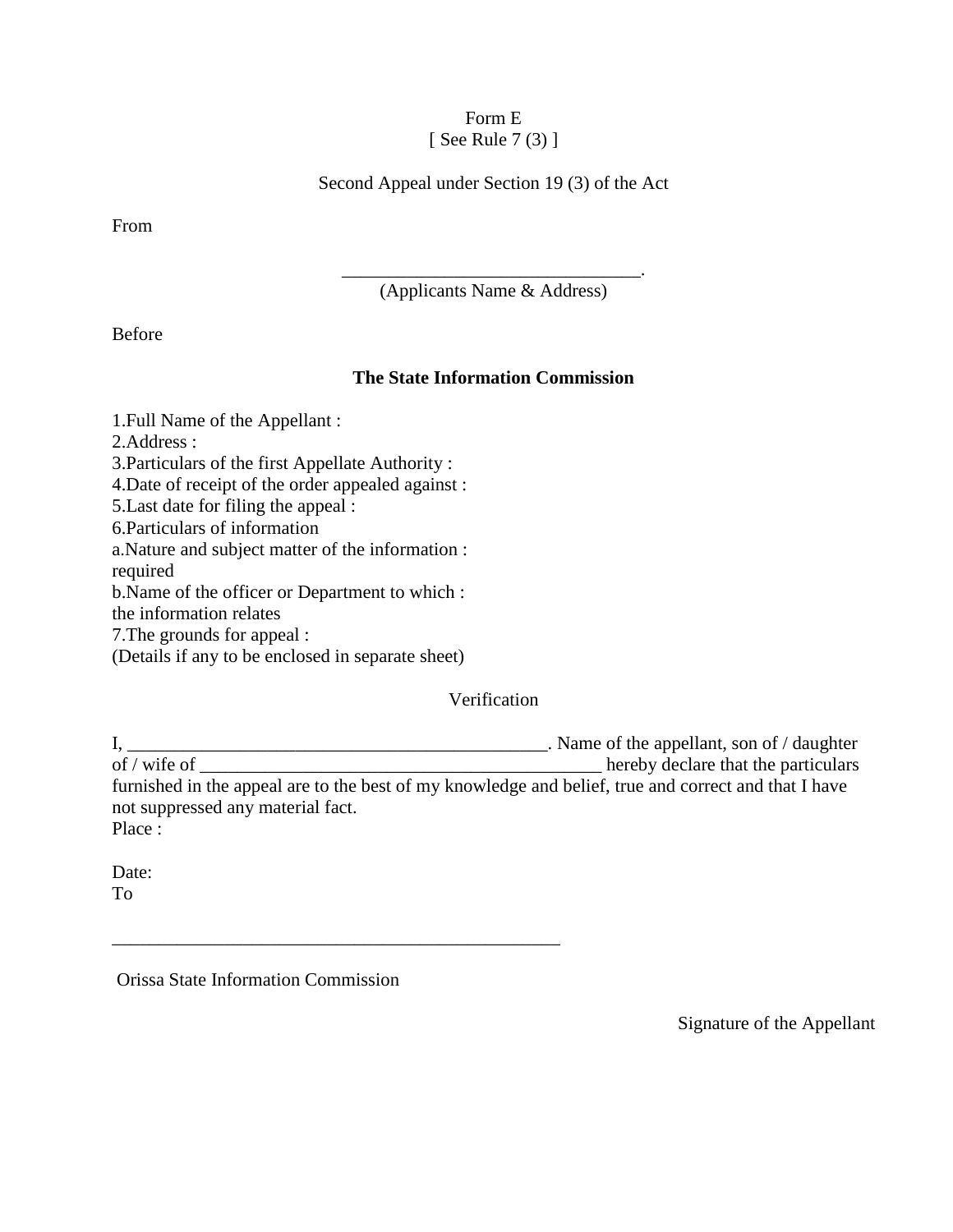Form E
[ See Rule 7 (3) ]

Second Appeal under Section 19 (3) of the Act

From

_________________________________.
(Applicants Name & Address)

Before

**The State Information Commission**

1.Full Name of the Appellant :
2.Address :
3.Particulars of the first Appellate Authority :
4.Date of receipt of the order appealed against :
5.Last date for filing the appeal :
6.Particulars of information
a.Nature and subject matter of the information : required
b.Name of the officer or Department to which : the information relates
7.The grounds for appeal :
(Details if any to be enclosed in separate sheet)

Verification

I, ____________________________________________. Name of the appellant, son of / daughter of / wife of ____________________________________________ hereby declare that the particulars furnished in the appeal are to the best of my knowledge and belief, true and correct and that I have not suppressed any material fact.
Place :

Date:
To

__________________________________________________

Orissa State Information Commission

Signature of the Appellant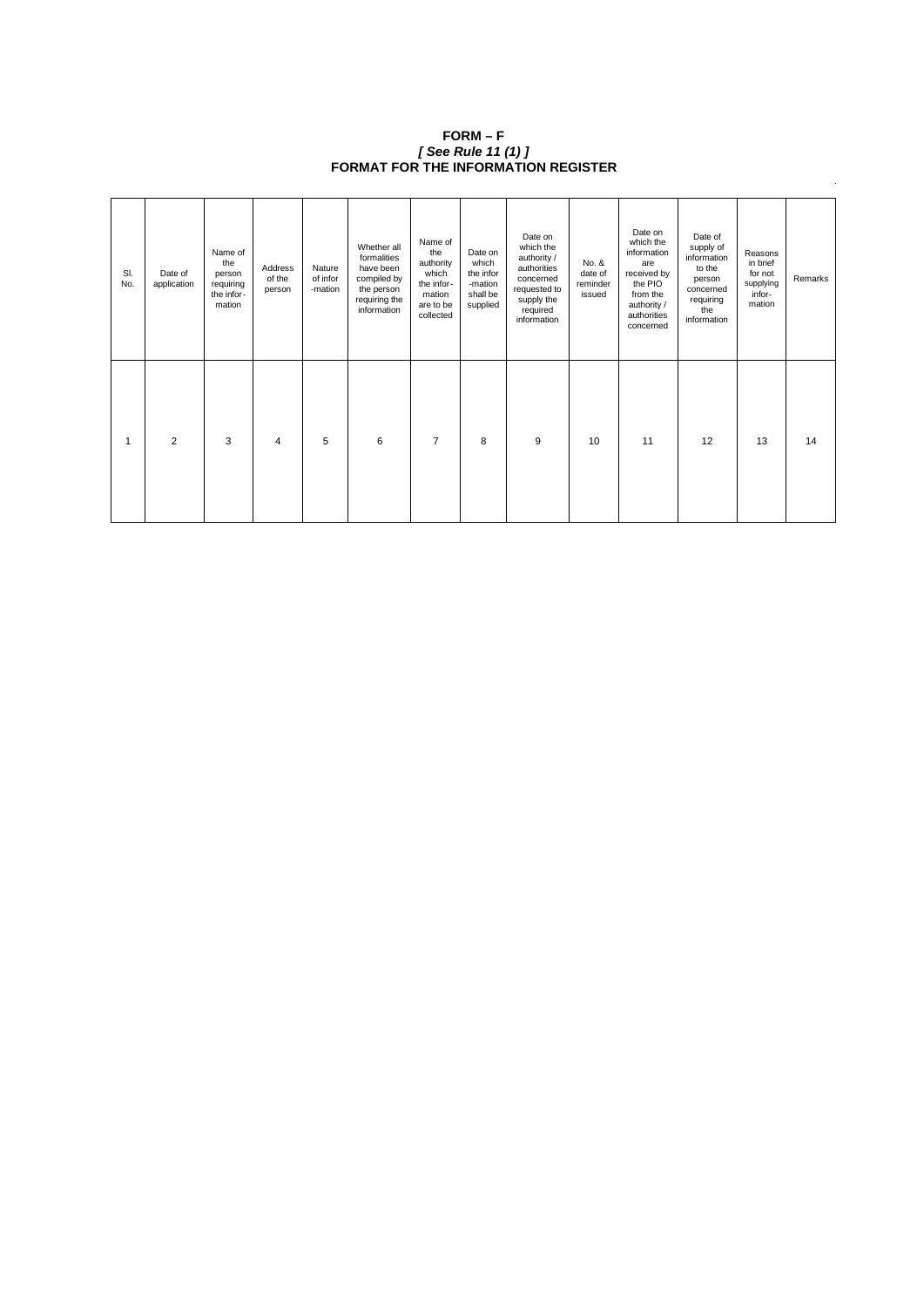# FORM – F

***[ See Rule 11 (1) ]***

## FORMAT FOR THE INFORMATION REGISTER

| Sl. No. | Date of application | Name of the person requiring the infor-mation | Address of the person | Nature of infor -mation | Whether all formalities have been compiled by the person requiring the information | Name of the authority which the infor-mation are to be collected | Date on which the infor -mation shall be supplied | Date on which the authority / authorities concerned requested to supply the required information | No. & date of reminder issued | Date on which the information are received by the PIO from the authority / authorities concerned | Date of supply of information to the person concerned requiring the information | Reasons in brief for not supplying infor-mation | Remarks |
|---|---|---|---|---|---|---|---|---|---|---|---|---|---|
| 1 | 2 | 3 | 4 | 5 | 6 | 7 | 8 | 9 | 10 | 11 | 12 | 13 | 14 |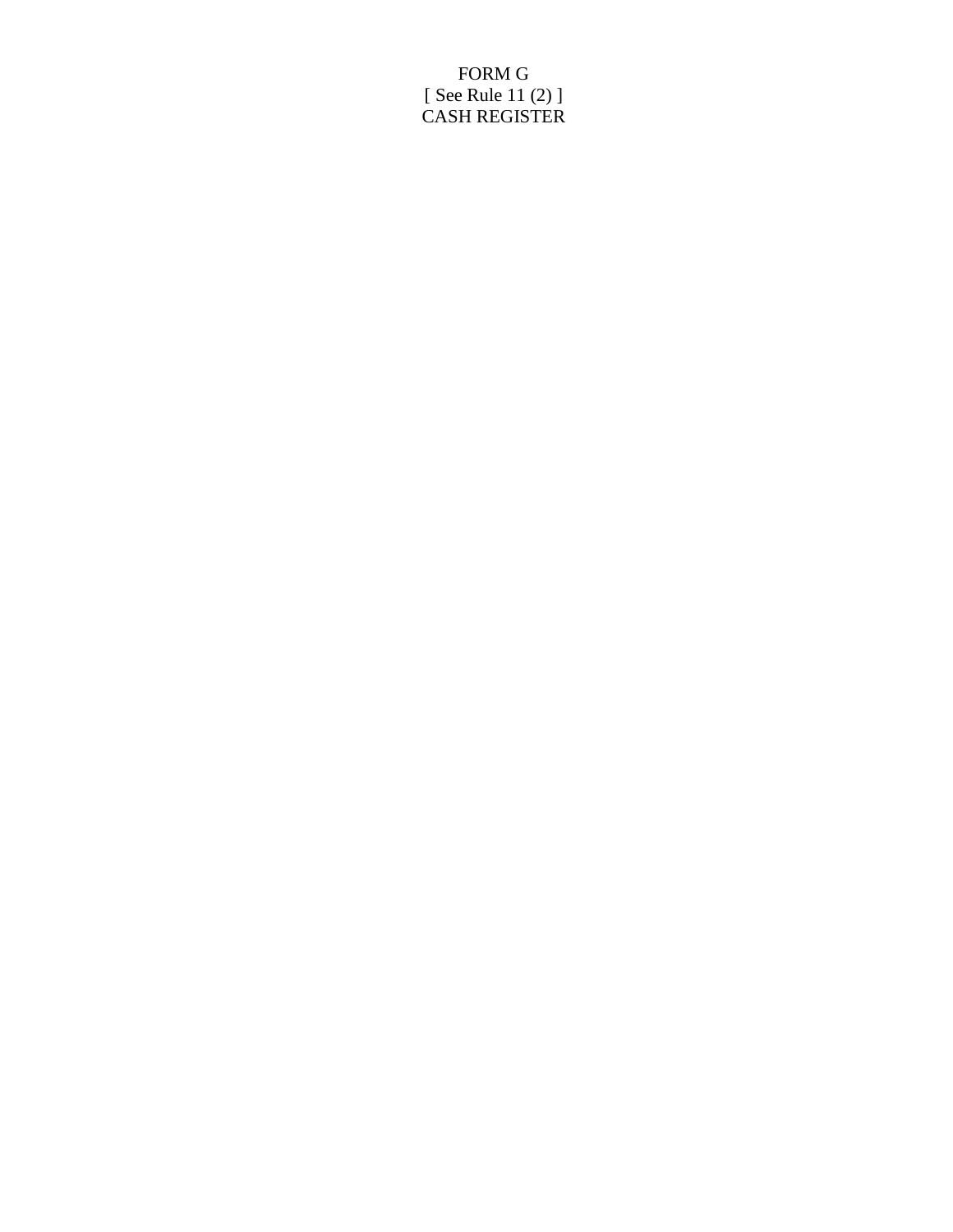FORM G

[ See Rule 11 (2) ]

CASH REGISTER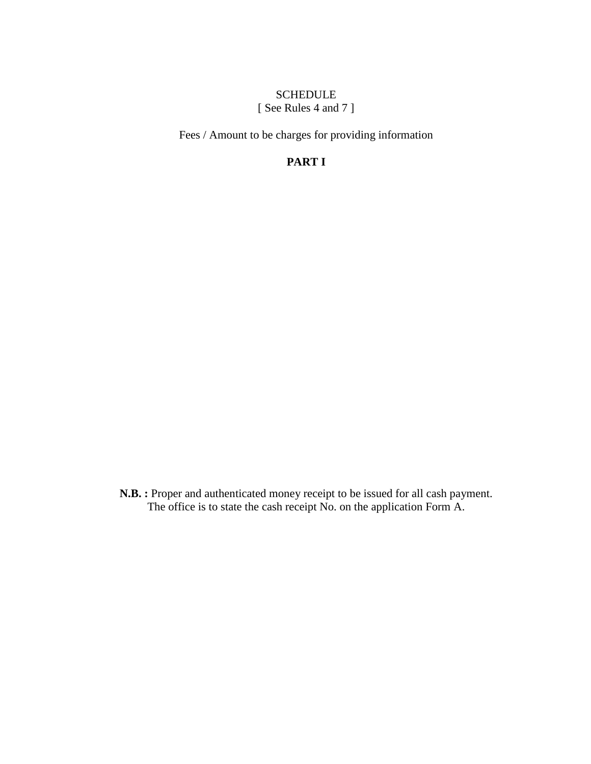SCHEDULE

[ See Rules 4 and 7 ]

Fees / Amount to be charges for providing information

**PART I**

**N.B. :** Proper and authenticated money receipt to be issued for all cash payment. The office is to state the cash receipt No. on the application Form A.